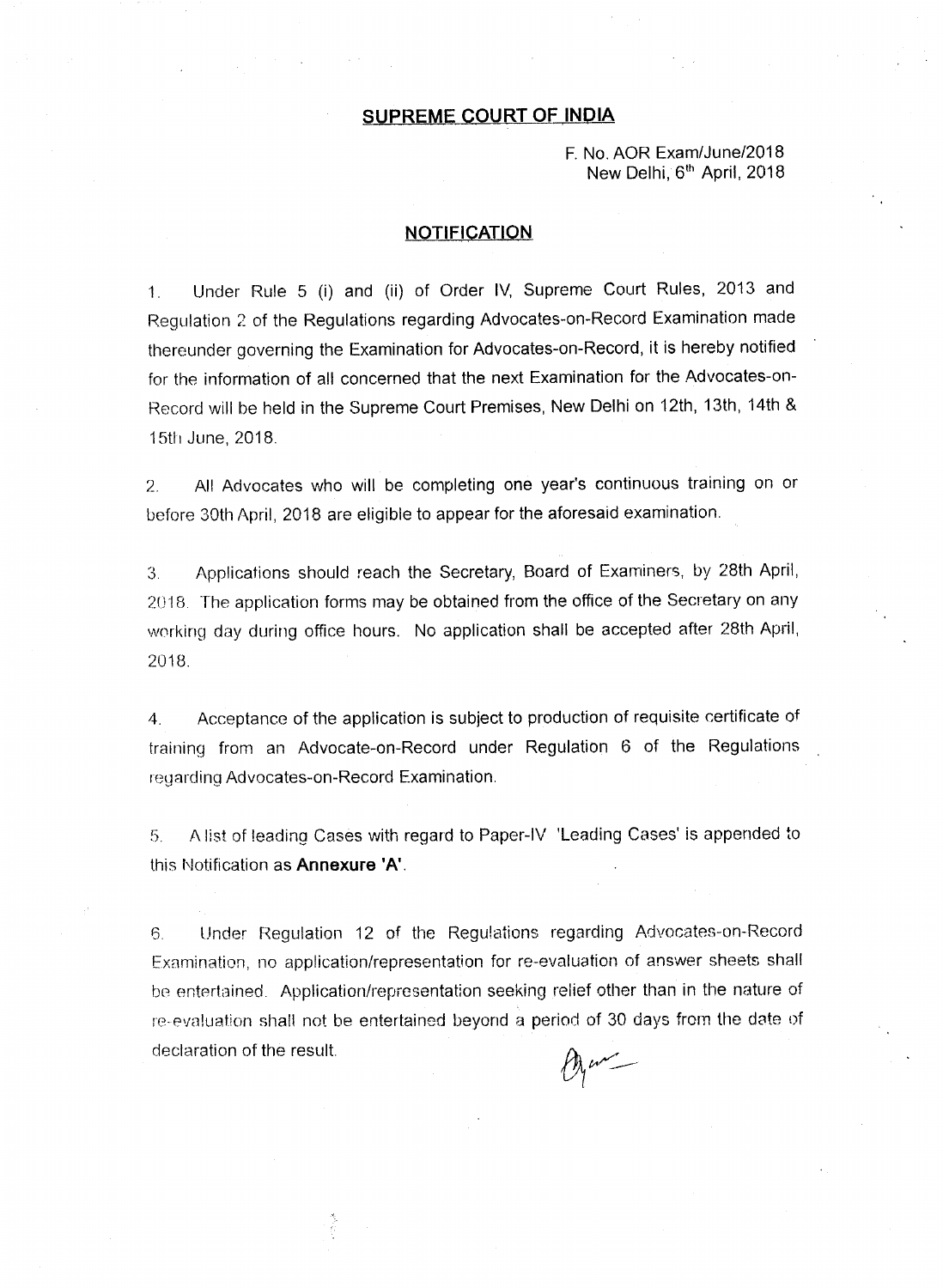## SUPREME COURT OF INDIA

F. No. AOR Exam/June/2018
New Delhi, 6th April, 2018

### NOTIFICATION

1. Under Rule 5 (i) and (ii) of Order IV, Supreme Court Rules, 2013 and Regulation 2 of the Regulations regarding Advocates-on-Record Examination made thereunder governing the Examination for Advocates-on-Record, it is hereby notified for the information of all concerned that the next Examination for the Advocates-on-Record will be held in the Supreme Court Premises, New Delhi on 12th, 13th, 14th & 15th June, 2018.

2. All Advocates who will be completing one year's continuous training on or before 30th April, 2018 are eligible to appear for the aforesaid examination.

3. Applications should reach the Secretary, Board of Examiners, by 28th April, 2018. The application forms may be obtained from the office of the Secretary on any working day during office hours. No application shall be accepted after 28th April, 2018.

4. Acceptance of the application is subject to production of requisite certificate of training from an Advocate-on-Record under Regulation 6 of the Regulations regarding Advocates-on-Record Examination.

5. A list of leading Cases with regard to Paper-IV 'Leading Cases' is appended to this Notification as **Annexure 'A'**.

6. Under Regulation 12 of the Regulations regarding Advocates-on-Record Examination, no application/representation for re-evaluation of answer sheets shall be entertained. Application/representation seeking relief other than in the nature of re-evaluation shall not be entertained beyond a period of 30 days from the date of declaration of the result.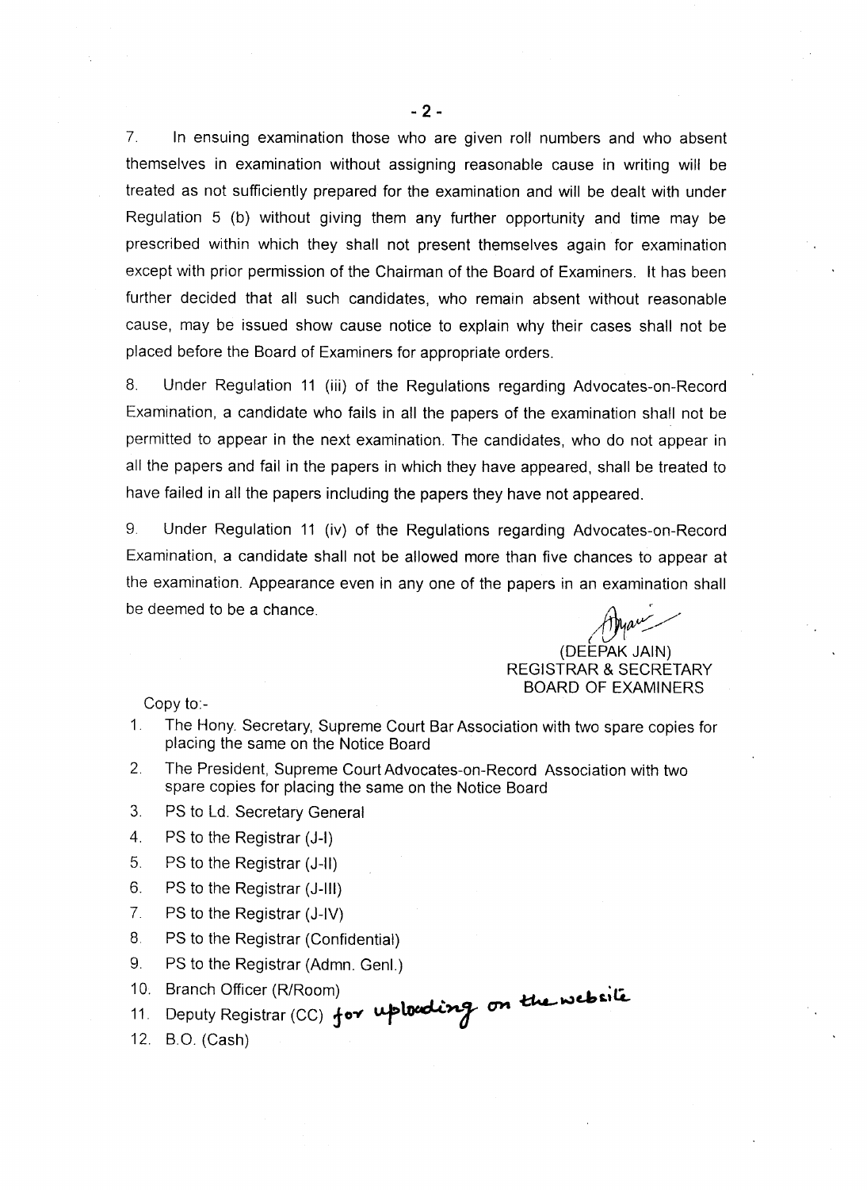7. In ensuing examination those who are given roll numbers and who absent themselves in examination without assigning reasonable cause in writing will be treated as not sufficiently prepared for the examination and will be dealt with under Regulation 5 (b) without giving them any further opportunity and time may be prescribed within which they shall not present themselves again for examination except with prior permission of the Chairman of the Board of Examiners. It has been further decided that all such candidates, who remain absent without reasonable cause, may be issued show cause notice to explain why their cases shall not be placed before the Board of Examiners for appropriate orders.

8. Under Regulation 11 (iii) of the Regulations regarding Advocates-on-Record Examination, a candidate who fails in all the papers of the examination shall not be permitted to appear in the next examination. The candidates, who do not appear in all the papers and fail in the papers in which they have appeared, shall be treated to have failed in all the papers including the papers they have not appeared.

9. Under Regulation 11 (iv) of the Regulations regarding Advocates-on-Record Examination, a candidate shall not be allowed more than five chances to appear at the examination. Appearance even in any one of the papers in an examination shall be deemed to be a chance.

(DEEPAK JAIN)
REGISTRAR & SECRETARY
BOARD OF EXAMINERS

Copy to:-

1. The Hony. Secretary, Supreme Court Bar Association with two spare copies for placing the same on the Notice Board
2. The President, Supreme Court Advocates-on-Record Association with two spare copies for placing the same on the Notice Board
3. PS to Ld. Secretary General
4. PS to the Registrar (J-I)
5. PS to the Registrar (J-II)
6. PS to the Registrar (J-III)
7. PS to the Registrar (J-IV)
8. PS to the Registrar (Confidential)
9. PS to the Registrar (Admn. Genl.)
10. Branch Officer (R/Room)
11. Deputy Registrar (CC) for uploading on the website
12. B.O. (Cash)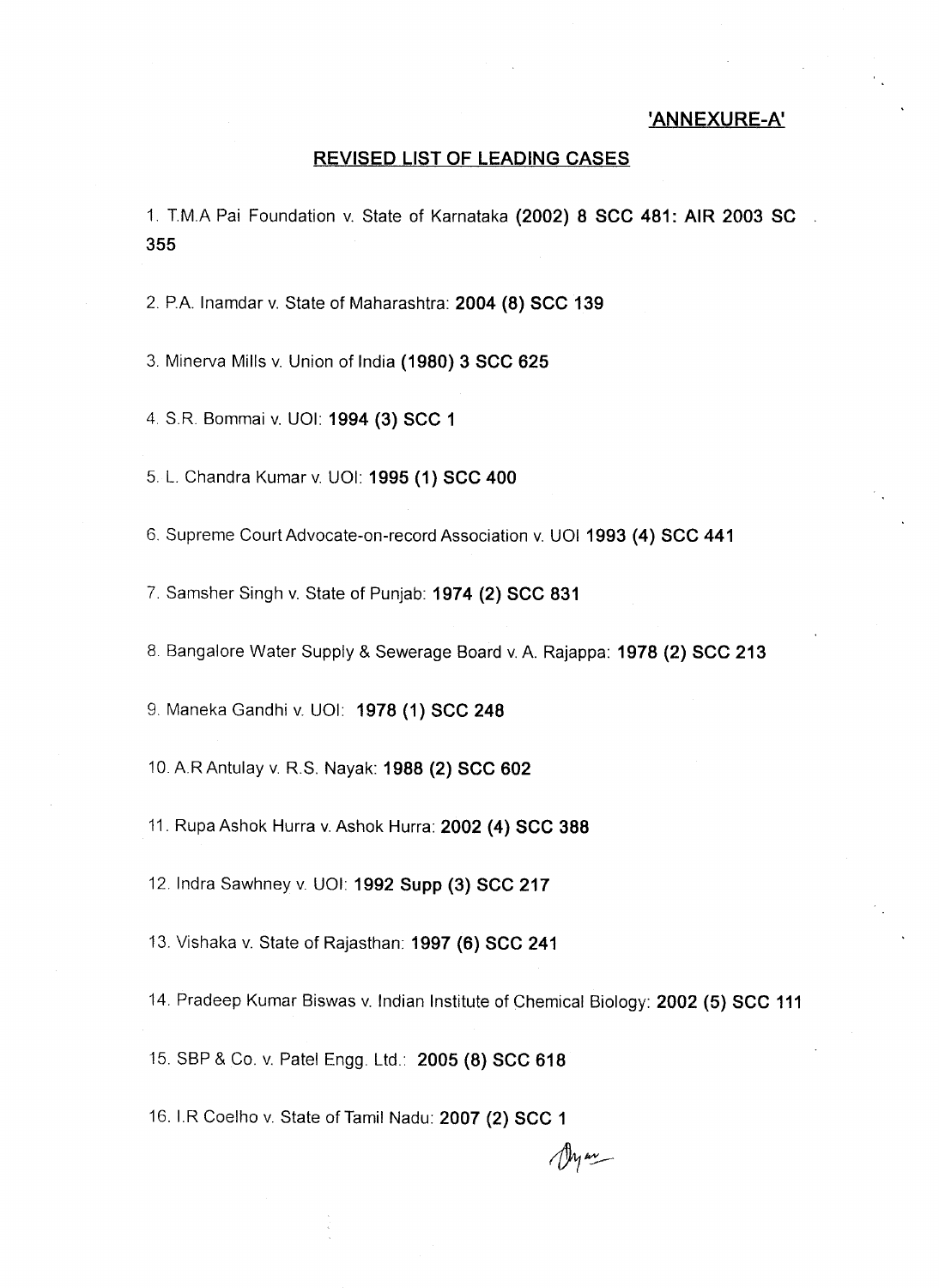**'ANNEXURE-A'**

## REVISED LIST OF LEADING CASES

1. T.M.A Pai Foundation v. State of Karnataka **(2002) 8 SCC 481: AIR 2003 SC 355**

2. P.A. Inamdar v. State of Maharashtra: **2004 (8) SCC 139**

3. Minerva Mills v. Union of India **(1980) 3 SCC 625**

4. S.R. Bommai v. UOI: **1994 (3) SCC 1**

5. L. Chandra Kumar v. UOI: **1995 (1) SCC 400**

6. Supreme Court Advocate-on-record Association v. UOI **1993 (4) SCC 441**

7. Samsher Singh v. State of Punjab: **1974 (2) SCC 831**

8. Bangalore Water Supply & Sewerage Board v. A. Rajappa: **1978 (2) SCC 213**

9. Maneka Gandhi v. UOI: **1978 (1) SCC 248**

10. A.R Antulay v. R.S. Nayak: **1988 (2) SCC 602**

11. Rupa Ashok Hurra v. Ashok Hurra: **2002 (4) SCC 388**

12. Indra Sawhney v. UOI: **1992 Supp (3) SCC 217**

13. Vishaka v. State of Rajasthan: **1997 (6) SCC 241**

14. Pradeep Kumar Biswas v. Indian Institute of Chemical Biology: **2002 (5) SCC 111**

15. SBP & Co. v. Patel Engg. Ltd.: **2005 (8) SCC 618**

16. I.R Coelho v. State of Tamil Nadu: **2007 (2) SCC 1**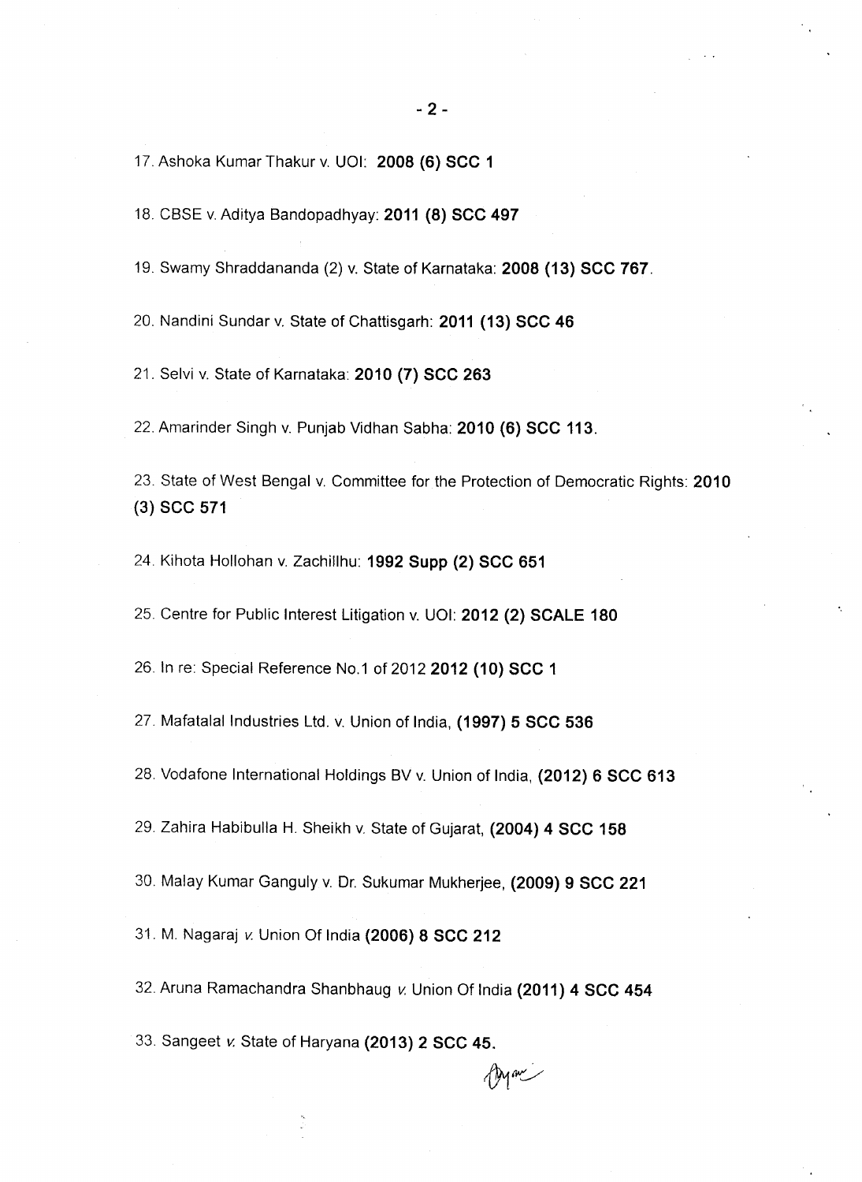17. Ashoka Kumar Thakur v. UOI: **2008 (6) SCC 1**

18. CBSE v. Aditya Bandopadhyay: **2011 (8) SCC 497**

19. Swamy Shraddananda (2) v. State of Karnataka: **2008 (13) SCC 767**.

20. Nandini Sundar v. State of Chattisgarh: **2011 (13) SCC 46**

21. Selvi v. State of Karnataka: **2010 (7) SCC 263**

22. Amarinder Singh v. Punjab Vidhan Sabha: **2010 (6) SCC 113**.

23. State of West Bengal v. Committee for the Protection of Democratic Rights: **2010 (3) SCC 571**

24. Kihota Hollohan v. Zachillhu: **1992 Supp (2) SCC 651**

25. Centre for Public Interest Litigation v. UOI: **2012 (2) SCALE 180**

26. In re: Special Reference No.1 of 2012 **2012 (10) SCC 1**

27. Mafatalal Industries Ltd. v. Union of India, **(1997) 5 SCC 536**

28. Vodafone International Holdings BV v. Union of India, **(2012) 6 SCC 613**

29. Zahira Habibulla H. Sheikh v. State of Gujarat, **(2004) 4 SCC 158**

30. Malay Kumar Ganguly v. Dr. Sukumar Mukherjee, **(2009) 9 SCC 221**

31. M. Nagaraj *v.* Union Of India **(2006) 8 SCC 212**

32. Aruna Ramachandra Shanbhaug *v.* Union Of India **(2011) 4 SCC 454**

33. Sangeet *v.* State of Haryana **(2013) 2 SCC 45.**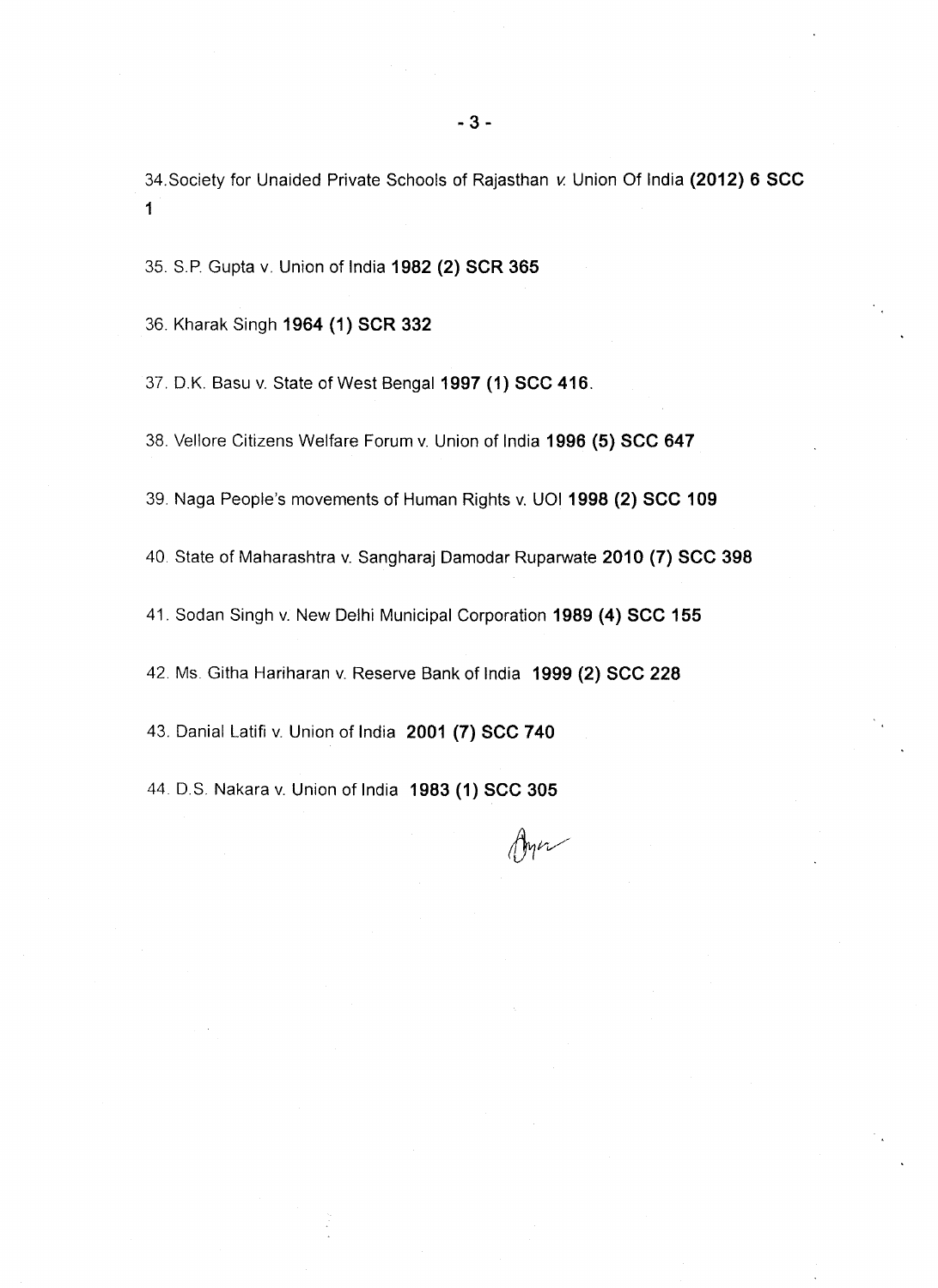34. Society for Unaided Private Schools of Rajasthan *v.* Union Of India **(2012) 6 SCC 1**

35. S.P. Gupta v. Union of India **1982 (2) SCR 365**

36. Kharak Singh **1964 (1) SCR 332**

37. D.K. Basu v. State of West Bengal **1997 (1) SCC 416**.

38. Vellore Citizens Welfare Forum v. Union of India **1996 (5) SCC 647**

39. Naga People's movements of Human Rights v. UOI **1998 (2) SCC 109**

40. State of Maharashtra v. Sangharaj Damodar Ruparwate **2010 (7) SCC 398**

41. Sodan Singh v. New Delhi Municipal Corporation **1989 (4) SCC 155**

42. Ms. Githa Hariharan v. Reserve Bank of India **1999 (2) SCC 228**

43. Danial Latifi v. Union of India **2001 (7) SCC 740**

44. D.S. Nakara v. Union of India **1983 (1) SCC 305**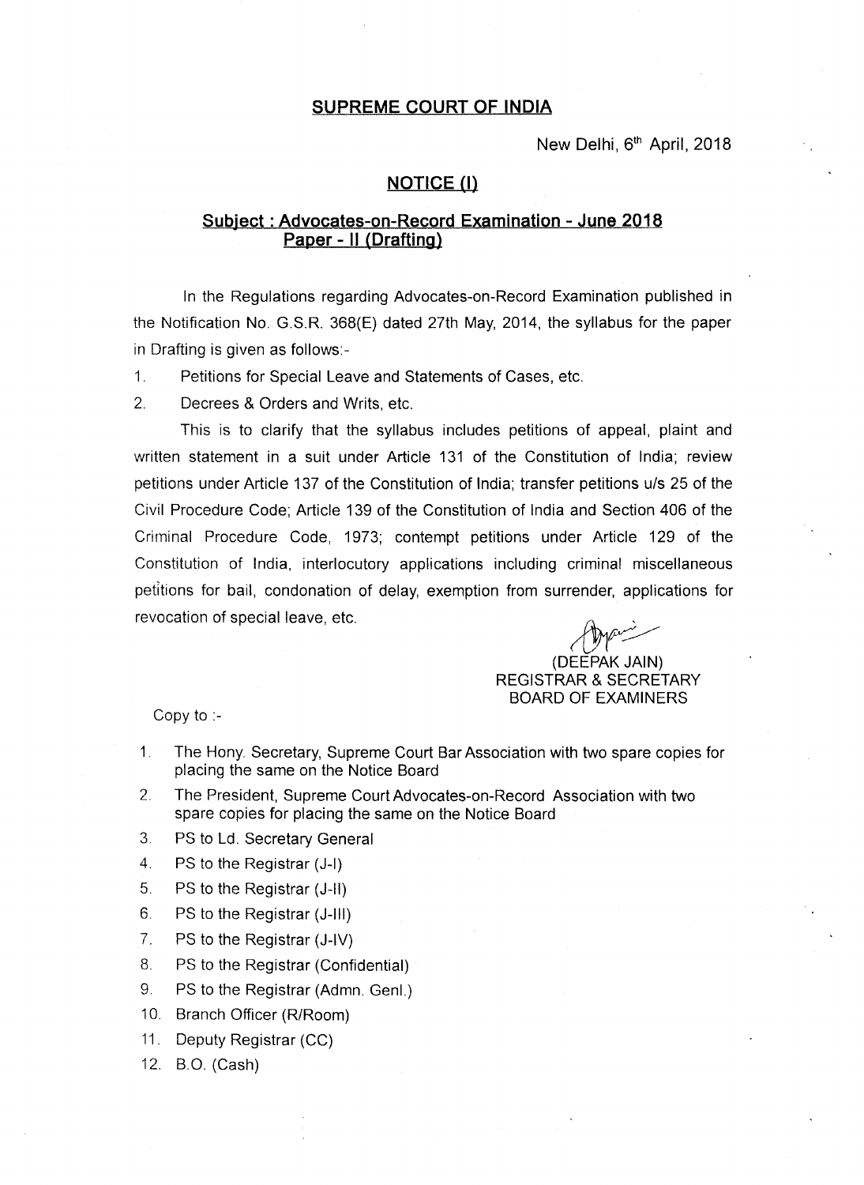# SUPREME COURT OF INDIA

New Delhi, 6th April, 2018

## NOTICE (I)

### Subject : Advocates-on-Record Examination - June 2018 Paper - II (Drafting)

In the Regulations regarding Advocates-on-Record Examination published in the Notification No. G.S.R. 368(E) dated 27th May, 2014, the syllabus for the paper in Drafting is given as follows:-

1. Petitions for Special Leave and Statements of Cases, etc.
2. Decrees & Orders and Writs, etc.

This is to clarify that the syllabus includes petitions of appeal, plaint and written statement in a suit under Article 131 of the Constitution of India; review petitions under Article 137 of the Constitution of India; transfer petitions u/s 25 of the Civil Procedure Code; Article 139 of the Constitution of India and Section 406 of the Criminal Procedure Code, 1973; contempt petitions under Article 129 of the Constitution of India, interlocutory applications including criminal miscellaneous petitions for bail, condonation of delay, exemption from surrender, applications for revocation of special leave, etc.

(DEEPAK JAIN)
REGISTRAR & SECRETARY
BOARD OF EXAMINERS

Copy to :-

1. The Hony. Secretary, Supreme Court Bar Association with two spare copies for placing the same on the Notice Board
2. The President, Supreme Court Advocates-on-Record Association with two spare copies for placing the same on the Notice Board
3. PS to Ld. Secretary General
4. PS to the Registrar (J-I)
5. PS to the Registrar (J-II)
6. PS to the Registrar (J-III)
7. PS to the Registrar (J-IV)
8. PS to the Registrar (Confidential)
9. PS to the Registrar (Admn. Genl.)
10. Branch Officer (R/Room)
11. Deputy Registrar (CC)
12. B.O. (Cash)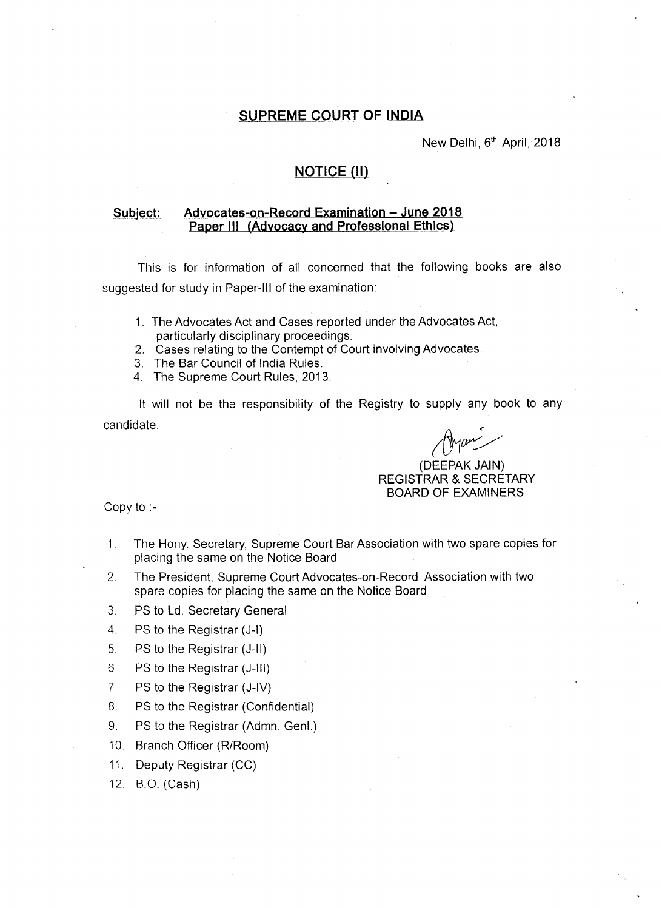# SUPREME COURT OF INDIA

New Delhi, 6th April, 2018

## NOTICE (II)

**Subject: Advocates-on-Record Examination – June 2018 Paper III (Advocacy and Professional Ethics)**

This is for information of all concerned that the following books are also suggested for study in Paper-III of the examination:

1. The Advocates Act and Cases reported under the Advocates Act, particularly disciplinary proceedings.
2. Cases relating to the Contempt of Court involving Advocates.
3. The Bar Council of India Rules.
4. The Supreme Court Rules, 2013.

It will not be the responsibility of the Registry to supply any book to any candidate.

(DEEPAK JAIN)
REGISTRAR & SECRETARY
BOARD OF EXAMINERS

Copy to :-

1. The Hony. Secretary, Supreme Court Bar Association with two spare copies for placing the same on the Notice Board
2. The President, Supreme Court Advocates-on-Record Association with two spare copies for placing the same on the Notice Board
3. PS to Ld. Secretary General
4. PS to the Registrar (J-I)
5. PS to the Registrar (J-II)
6. PS to the Registrar (J-III)
7. PS to the Registrar (J-IV)
8. PS to the Registrar (Confidential)
9. PS to the Registrar (Admn. Genl.)
10. Branch Officer (R/Room)
11. Deputy Registrar (CC)
12. B.O. (Cash)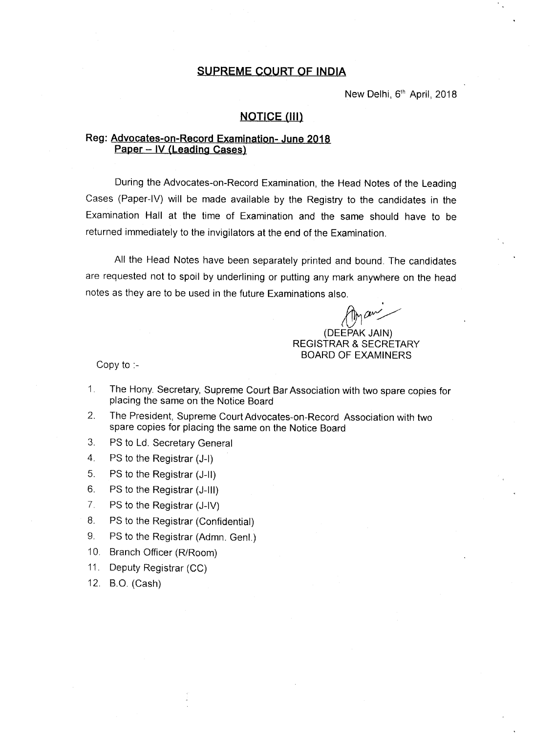## SUPREME COURT OF INDIA

New Delhi, 6th April, 2018

## NOTICE (III)

**Reg: Advocates-on-Record Examination- June 2018**
**Paper – IV (Leading Cases)**

During the Advocates-on-Record Examination, the Head Notes of the Leading Cases (Paper-IV) will be made available by the Registry to the candidates in the Examination Hall at the time of Examination and the same should have to be returned immediately to the invigilators at the end of the Examination.

All the Head Notes have been separately printed and bound. The candidates are requested not to spoil by underlining or putting any mark anywhere on the head notes as they are to be used in the future Examinations also.

(DEEPAK JAIN)
REGISTRAR & SECRETARY
BOARD OF EXAMINERS

Copy to :-

1. The Hony. Secretary, Supreme Court Bar Association with two spare copies for placing the same on the Notice Board
2. The President, Supreme Court Advocates-on-Record Association with two spare copies for placing the same on the Notice Board
3. PS to Ld. Secretary General
4. PS to the Registrar (J-I)
5. PS to the Registrar (J-II)
6. PS to the Registrar (J-III)
7. PS to the Registrar (J-IV)
8. PS to the Registrar (Confidential)
9. PS to the Registrar (Admn. Genl.)
10. Branch Officer (R/Room)
11. Deputy Registrar (CC)
12. B.O. (Cash)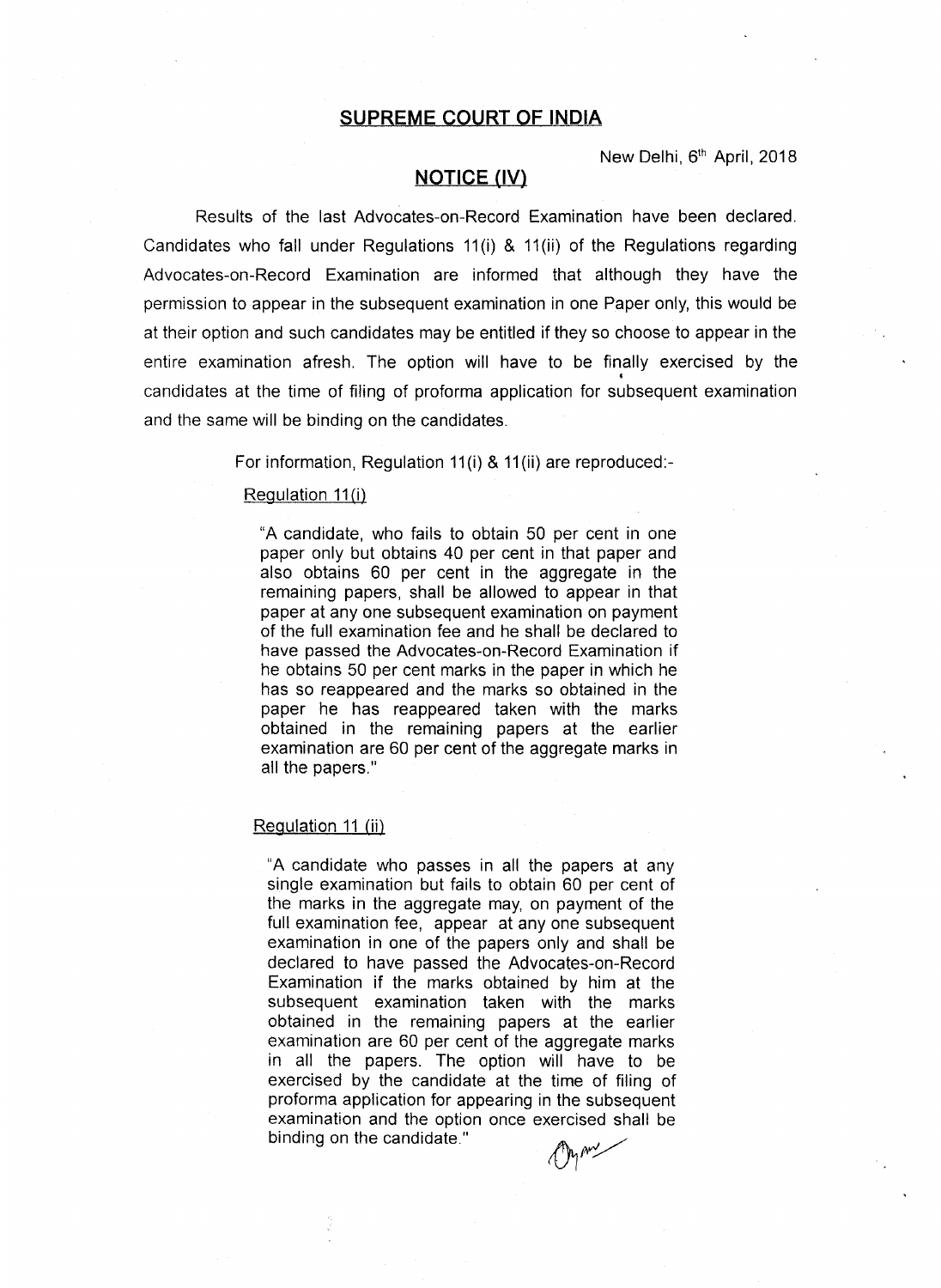# SUPREME COURT OF INDIA

New Delhi, 6th April, 2018

## NOTICE (IV)

Results of the last Advocates-on-Record Examination have been declared. Candidates who fall under Regulations 11(i) & 11(ii) of the Regulations regarding Advocates-on-Record Examination are informed that although they have the permission to appear in the subsequent examination in one Paper only, this would be at their option and such candidates may be entitled if they so choose to appear in the entire examination afresh. The option will have to be finally exercised by the candidates at the time of filing of proforma application for subsequent examination and the same will be binding on the candidates.

For information, Regulation 11(i) & 11(ii) are reproduced:-

Regulation 11(i)

> "A candidate, who fails to obtain 50 per cent in one paper only but obtains 40 per cent in that paper and also obtains 60 per cent in the aggregate in the remaining papers, shall be allowed to appear in that paper at any one subsequent examination on payment of the full examination fee and he shall be declared to have passed the Advocates-on-Record Examination if he obtains 50 per cent marks in the paper in which he has so reappeared and the marks so obtained in the paper he has reappeared taken with the marks obtained in the remaining papers at the earlier examination are 60 per cent of the aggregate marks in all the papers."

Regulation 11 (ii)

> "A candidate who passes in all the papers at any single examination but fails to obtain 60 per cent of the marks in the aggregate may, on payment of the full examination fee, appear at any one subsequent examination in one of the papers only and shall be declared to have passed the Advocates-on-Record Examination if the marks obtained by him at the subsequent examination taken with the marks obtained in the remaining papers at the earlier examination are 60 per cent of the aggregate marks in all the papers. The option will have to be exercised by the candidate at the time of filing of proforma application for appearing in the subsequent examination and the option once exercised shall be binding on the candidate."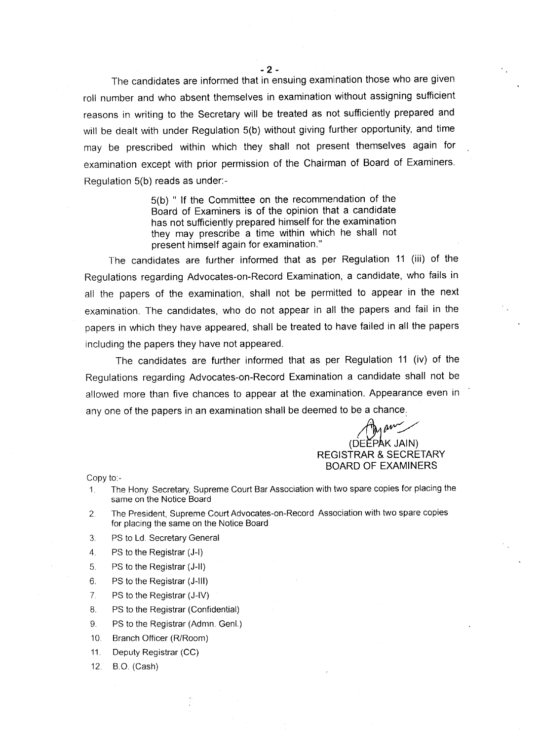The candidates are informed that in ensuing examination those who are given roll number and who absent themselves in examination without assigning sufficient reasons in writing to the Secretary will be treated as not sufficiently prepared and will be dealt with under Regulation 5(b) without giving further opportunity, and time may be prescribed within which they shall not present themselves again for examination except with prior permission of the Chairman of Board of Examiners. Regulation 5(b) reads as under:-

> 5(b) " If the Committee on the recommendation of the Board of Examiners is of the opinion that a candidate has not sufficiently prepared himself for the examination they may prescribe a time within which he shall not present himself again for examination."

The candidates are further informed that as per Regulation 11 (iii) of the Regulations regarding Advocates-on-Record Examination, a candidate, who fails in all the papers of the examination, shall not be permitted to appear in the next examination. The candidates, who do not appear in all the papers and fail in the papers in which they have appeared, shall be treated to have failed in all the papers including the papers they have not appeared.

The candidates are further informed that as per Regulation 11 (iv) of the Regulations regarding Advocates-on-Record Examination a candidate shall not be allowed more than five chances to appear at the examination. Appearance even in any one of the papers in an examination shall be deemed to be a chance.

(DEEPAK JAIN)
REGISTRAR & SECRETARY
BOARD OF EXAMINERS

Copy to:-

1. The Hony. Secretary, Supreme Court Bar Association with two spare copies for placing the same on the Notice Board
2. The President, Supreme Court Advocates-on-Record Association with two spare copies for placing the same on the Notice Board
3. PS to Ld. Secretary General
4. PS to the Registrar (J-I)
5. PS to the Registrar (J-II)
6. PS to the Registrar (J-III)
7. PS to the Registrar (J-IV)
8. PS to the Registrar (Confidential)
9. PS to the Registrar (Admn. Genl.)
10. Branch Officer (R/Room)
11. Deputy Registrar (CC)
12. B.O. (Cash)